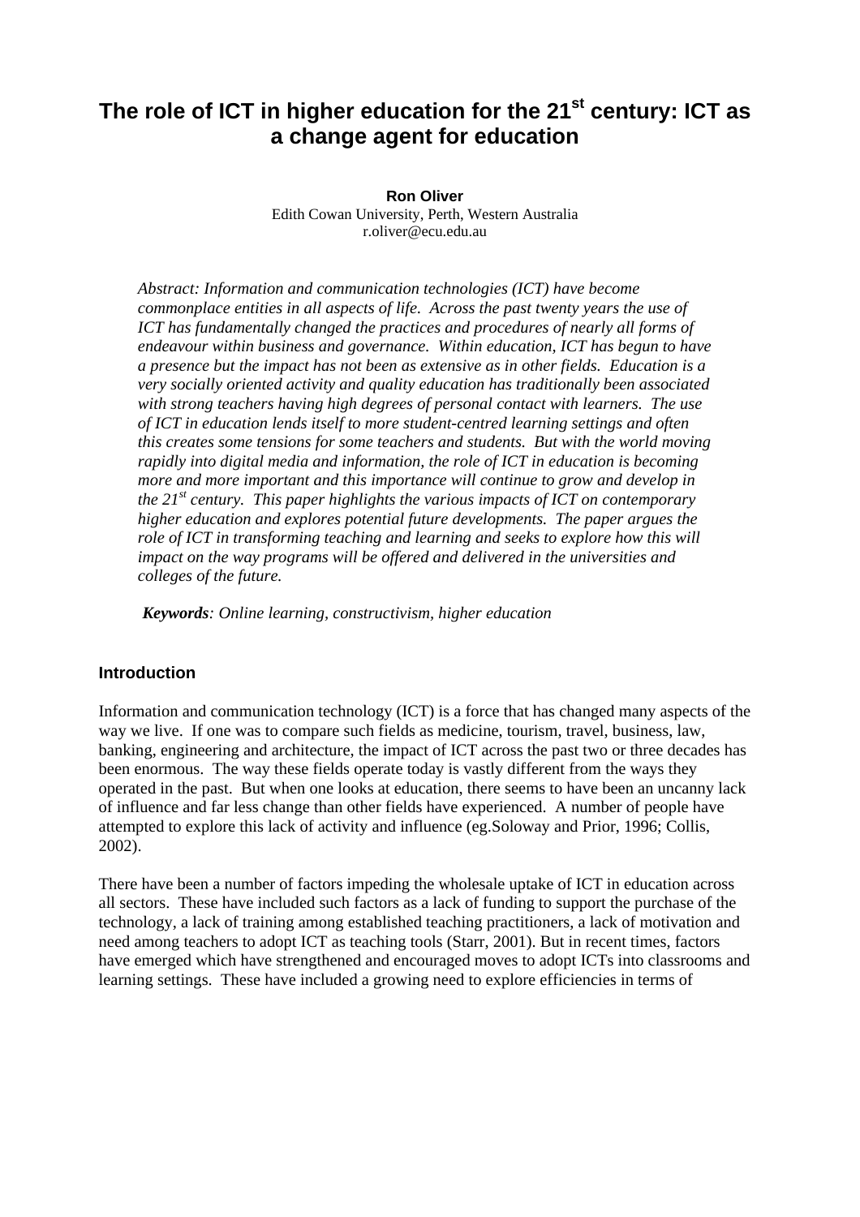# The role of ICT in higher education for the 21st century: ICT as a change agent for education

**Ron Oliver**
Edith Cowan University, Perth, Western Australia
r.oliver@ecu.edu.au

*Abstract: Information and communication technologies (ICT) have become commonplace entities in all aspects of life. Across the past twenty years the use of ICT has fundamentally changed the practices and procedures of nearly all forms of endeavour within business and governance. Within education, ICT has begun to have a presence but the impact has not been as extensive as in other fields. Education is a very socially oriented activity and quality education has traditionally been associated with strong teachers having high degrees of personal contact with learners. The use of ICT in education lends itself to more student-centred learning settings and often this creates some tensions for some teachers and students. But with the world moving rapidly into digital media and information, the role of ICT in education is becoming more and more important and this importance will continue to grow and develop in the 21st century. This paper highlights the various impacts of ICT on contemporary higher education and explores potential future developments. The paper argues the role of ICT in transforming teaching and learning and seeks to explore how this will impact on the way programs will be offered and delivered in the universities and colleges of the future.*

***Keywords**: Online learning, constructivism, higher education*

## Introduction

Information and communication technology (ICT) is a force that has changed many aspects of the way we live. If one was to compare such fields as medicine, tourism, travel, business, law, banking, engineering and architecture, the impact of ICT across the past two or three decades has been enormous. The way these fields operate today is vastly different from the ways they operated in the past. But when one looks at education, there seems to have been an uncanny lack of influence and far less change than other fields have experienced. A number of people have attempted to explore this lack of activity and influence (eg.Soloway and Prior, 1996; Collis, 2002).

There have been a number of factors impeding the wholesale uptake of ICT in education across all sectors. These have included such factors as a lack of funding to support the purchase of the technology, a lack of training among established teaching practitioners, a lack of motivation and need among teachers to adopt ICT as teaching tools (Starr, 2001). But in recent times, factors have emerged which have strengthened and encouraged moves to adopt ICTs into classrooms and learning settings. These have included a growing need to explore efficiencies in terms of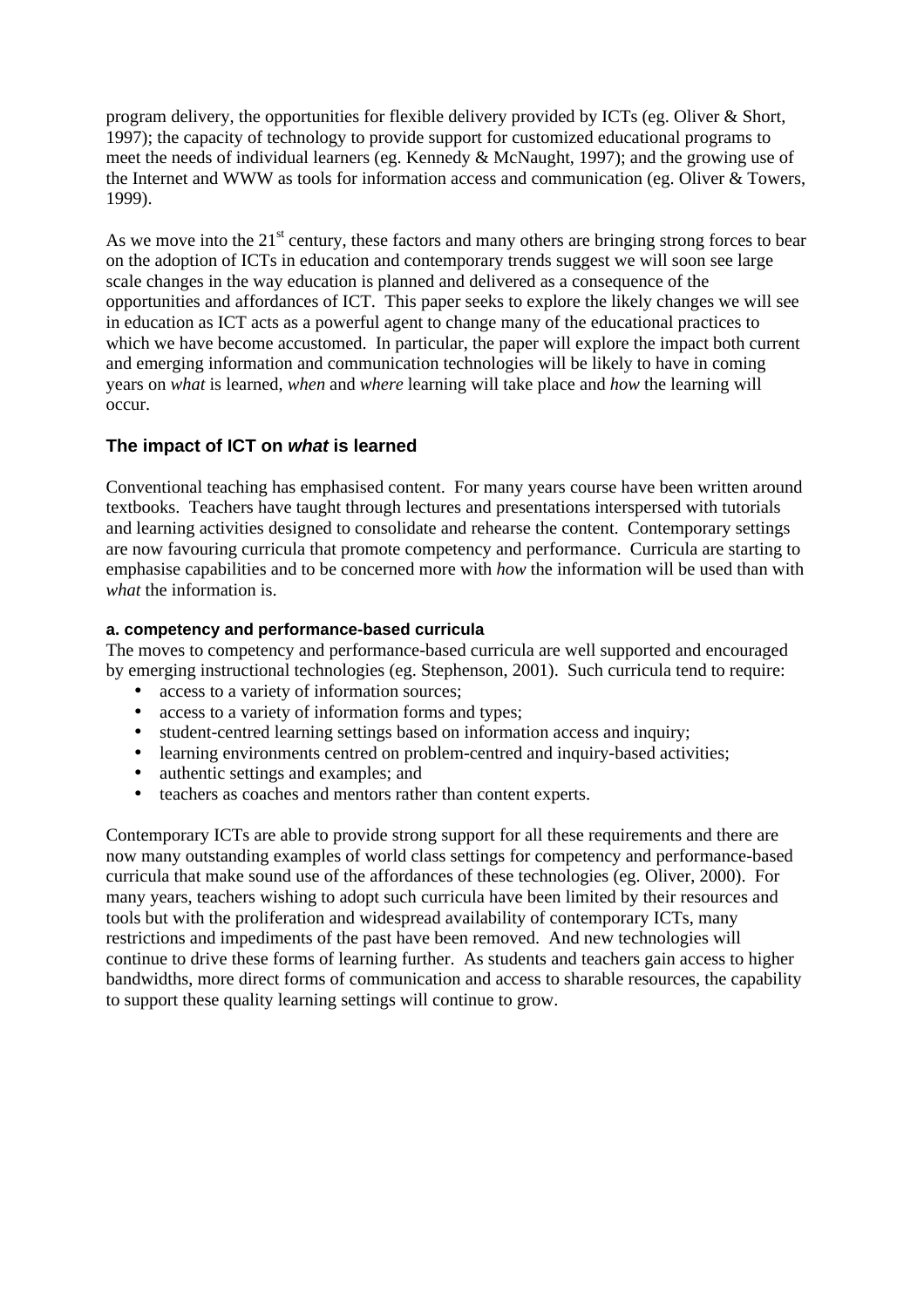program delivery, the opportunities for flexible delivery provided by ICTs (eg. Oliver & Short, 1997); the capacity of technology to provide support for customized educational programs to meet the needs of individual learners (eg. Kennedy & McNaught, 1997); and the growing use of the Internet and WWW as tools for information access and communication (eg. Oliver & Towers, 1999).

As we move into the 21st century, these factors and many others are bringing strong forces to bear on the adoption of ICTs in education and contemporary trends suggest we will soon see large scale changes in the way education is planned and delivered as a consequence of the opportunities and affordances of ICT. This paper seeks to explore the likely changes we will see in education as ICT acts as a powerful agent to change many of the educational practices to which we have become accustomed. In particular, the paper will explore the impact both current and emerging information and communication technologies will be likely to have in coming years on *what* is learned, *when* and *where* learning will take place and *how* the learning will occur.

## The impact of ICT on *what* is learned

Conventional teaching has emphasised content. For many years course have been written around textbooks. Teachers have taught through lectures and presentations interspersed with tutorials and learning activities designed to consolidate and rehearse the content. Contemporary settings are now favouring curricula that promote competency and performance. Curricula are starting to emphasise capabilities and to be concerned more with *how* the information will be used than with *what* the information is.

### a. competency and performance-based curricula

The moves to competency and performance-based curricula are well supported and encouraged by emerging instructional technologies (eg. Stephenson, 2001). Such curricula tend to require:

- access to a variety of information sources;
- access to a variety of information forms and types;
- student-centred learning settings based on information access and inquiry;
- learning environments centred on problem-centred and inquiry-based activities;
- authentic settings and examples; and
- teachers as coaches and mentors rather than content experts.

Contemporary ICTs are able to provide strong support for all these requirements and there are now many outstanding examples of world class settings for competency and performance-based curricula that make sound use of the affordances of these technologies (eg. Oliver, 2000). For many years, teachers wishing to adopt such curricula have been limited by their resources and tools but with the proliferation and widespread availability of contemporary ICTs, many restrictions and impediments of the past have been removed. And new technologies will continue to drive these forms of learning further. As students and teachers gain access to higher bandwidths, more direct forms of communication and access to sharable resources, the capability to support these quality learning settings will continue to grow.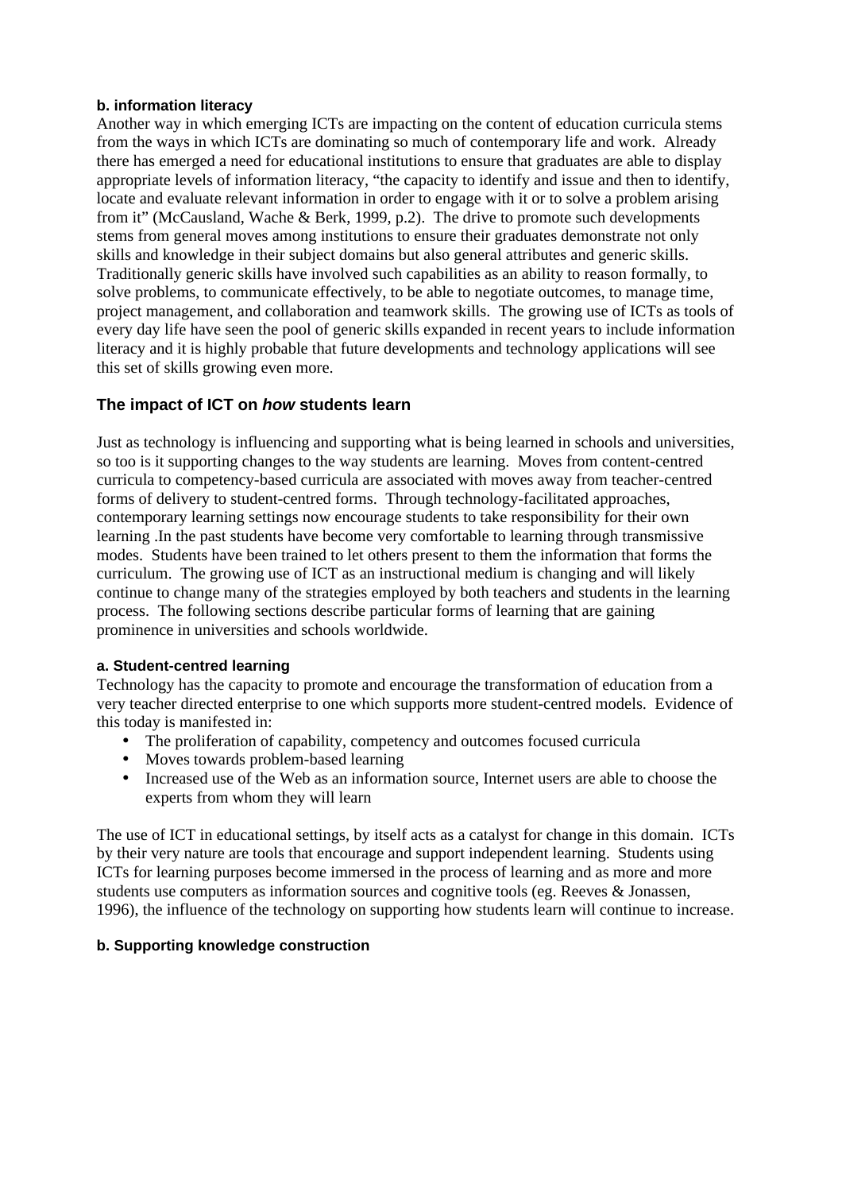#### b. information literacy

Another way in which emerging ICTs are impacting on the content of education curricula stems from the ways in which ICTs are dominating so much of contemporary life and work. Already there has emerged a need for educational institutions to ensure that graduates are able to display appropriate levels of information literacy, "the capacity to identify and issue and then to identify, locate and evaluate relevant information in order to engage with it or to solve a problem arising from it" (McCausland, Wache & Berk, 1999, p.2). The drive to promote such developments stems from general moves among institutions to ensure their graduates demonstrate not only skills and knowledge in their subject domains but also general attributes and generic skills. Traditionally generic skills have involved such capabilities as an ability to reason formally, to solve problems, to communicate effectively, to be able to negotiate outcomes, to manage time, project management, and collaboration and teamwork skills. The growing use of ICTs as tools of every day life have seen the pool of generic skills expanded in recent years to include information literacy and it is highly probable that future developments and technology applications will see this set of skills growing even more.

### The impact of ICT on *how* students learn

Just as technology is influencing and supporting what is being learned in schools and universities, so too is it supporting changes to the way students are learning. Moves from content-centred curricula to competency-based curricula are associated with moves away from teacher-centred forms of delivery to student-centred forms. Through technology-facilitated approaches, contemporary learning settings now encourage students to take responsibility for their own learning .In the past students have become very comfortable to learning through transmissive modes. Students have been trained to let others present to them the information that forms the curriculum. The growing use of ICT as an instructional medium is changing and will likely continue to change many of the strategies employed by both teachers and students in the learning process. The following sections describe particular forms of learning that are gaining prominence in universities and schools worldwide.

#### a. Student-centred learning

Technology has the capacity to promote and encourage the transformation of education from a very teacher directed enterprise to one which supports more student-centred models. Evidence of this today is manifested in:

- The proliferation of capability, competency and outcomes focused curricula
- Moves towards problem-based learning
- Increased use of the Web as an information source, Internet users are able to choose the experts from whom they will learn

The use of ICT in educational settings, by itself acts as a catalyst for change in this domain. ICTs by their very nature are tools that encourage and support independent learning. Students using ICTs for learning purposes become immersed in the process of learning and as more and more students use computers as information sources and cognitive tools (eg. Reeves & Jonassen, 1996), the influence of the technology on supporting how students learn will continue to increase.

#### b. Supporting knowledge construction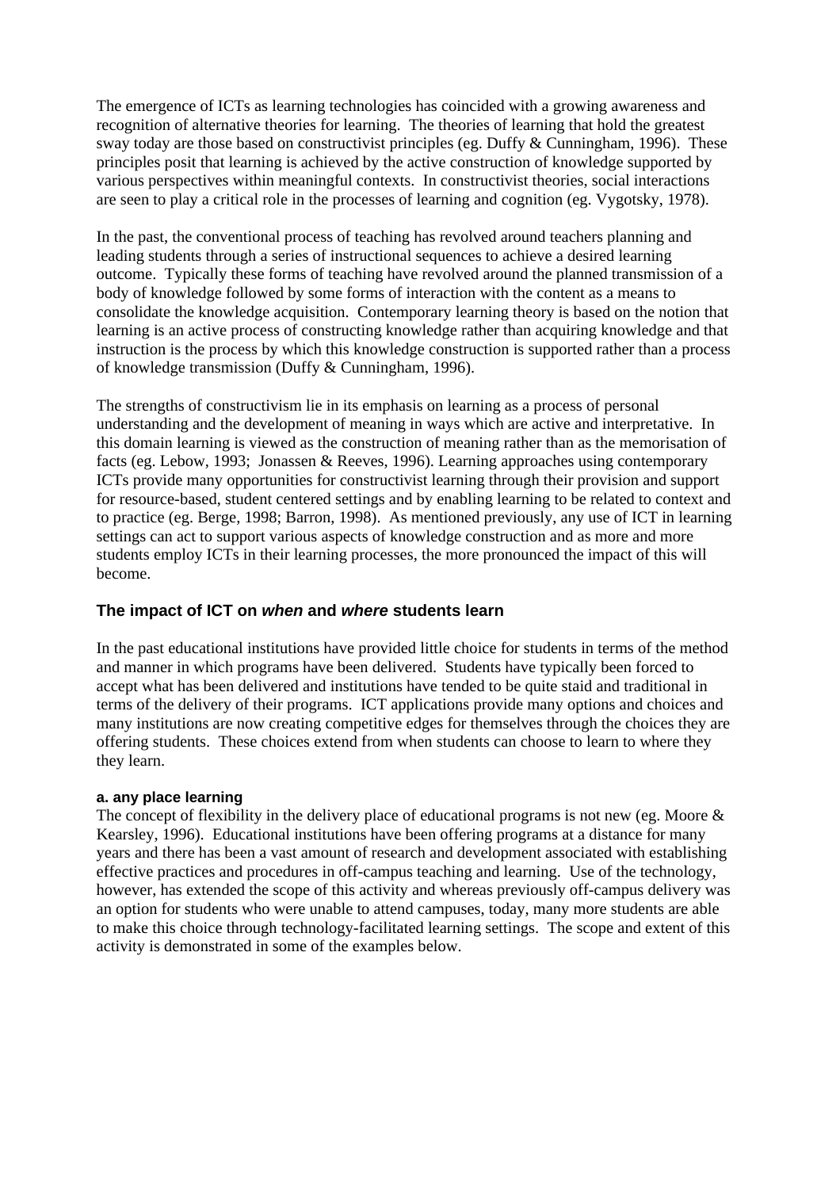The emergence of ICTs as learning technologies has coincided with a growing awareness and recognition of alternative theories for learning. The theories of learning that hold the greatest sway today are those based on constructivist principles (eg. Duffy & Cunningham, 1996). These principles posit that learning is achieved by the active construction of knowledge supported by various perspectives within meaningful contexts. In constructivist theories, social interactions are seen to play a critical role in the processes of learning and cognition (eg. Vygotsky, 1978).

In the past, the conventional process of teaching has revolved around teachers planning and leading students through a series of instructional sequences to achieve a desired learning outcome. Typically these forms of teaching have revolved around the planned transmission of a body of knowledge followed by some forms of interaction with the content as a means to consolidate the knowledge acquisition. Contemporary learning theory is based on the notion that learning is an active process of constructing knowledge rather than acquiring knowledge and that instruction is the process by which this knowledge construction is supported rather than a process of knowledge transmission (Duffy & Cunningham, 1996).

The strengths of constructivism lie in its emphasis on learning as a process of personal understanding and the development of meaning in ways which are active and interpretative. In this domain learning is viewed as the construction of meaning rather than as the memorisation of facts (eg. Lebow, 1993; Jonassen & Reeves, 1996). Learning approaches using contemporary ICTs provide many opportunities for constructivist learning through their provision and support for resource-based, student centered settings and by enabling learning to be related to context and to practice (eg. Berge, 1998; Barron, 1998). As mentioned previously, any use of ICT in learning settings can act to support various aspects of knowledge construction and as more and more students employ ICTs in their learning processes, the more pronounced the impact of this will become.

## The impact of ICT on *when* and *where* students learn

In the past educational institutions have provided little choice for students in terms of the method and manner in which programs have been delivered. Students have typically been forced to accept what has been delivered and institutions have tended to be quite staid and traditional in terms of the delivery of their programs. ICT applications provide many options and choices and many institutions are now creating competitive edges for themselves through the choices they are offering students. These choices extend from when students can choose to learn to where they they learn.

#### a. any place learning

The concept of flexibility in the delivery place of educational programs is not new (eg. Moore & Kearsley, 1996). Educational institutions have been offering programs at a distance for many years and there has been a vast amount of research and development associated with establishing effective practices and procedures in off-campus teaching and learning. Use of the technology, however, has extended the scope of this activity and whereas previously off-campus delivery was an option for students who were unable to attend campuses, today, many more students are able to make this choice through technology-facilitated learning settings. The scope and extent of this activity is demonstrated in some of the examples below.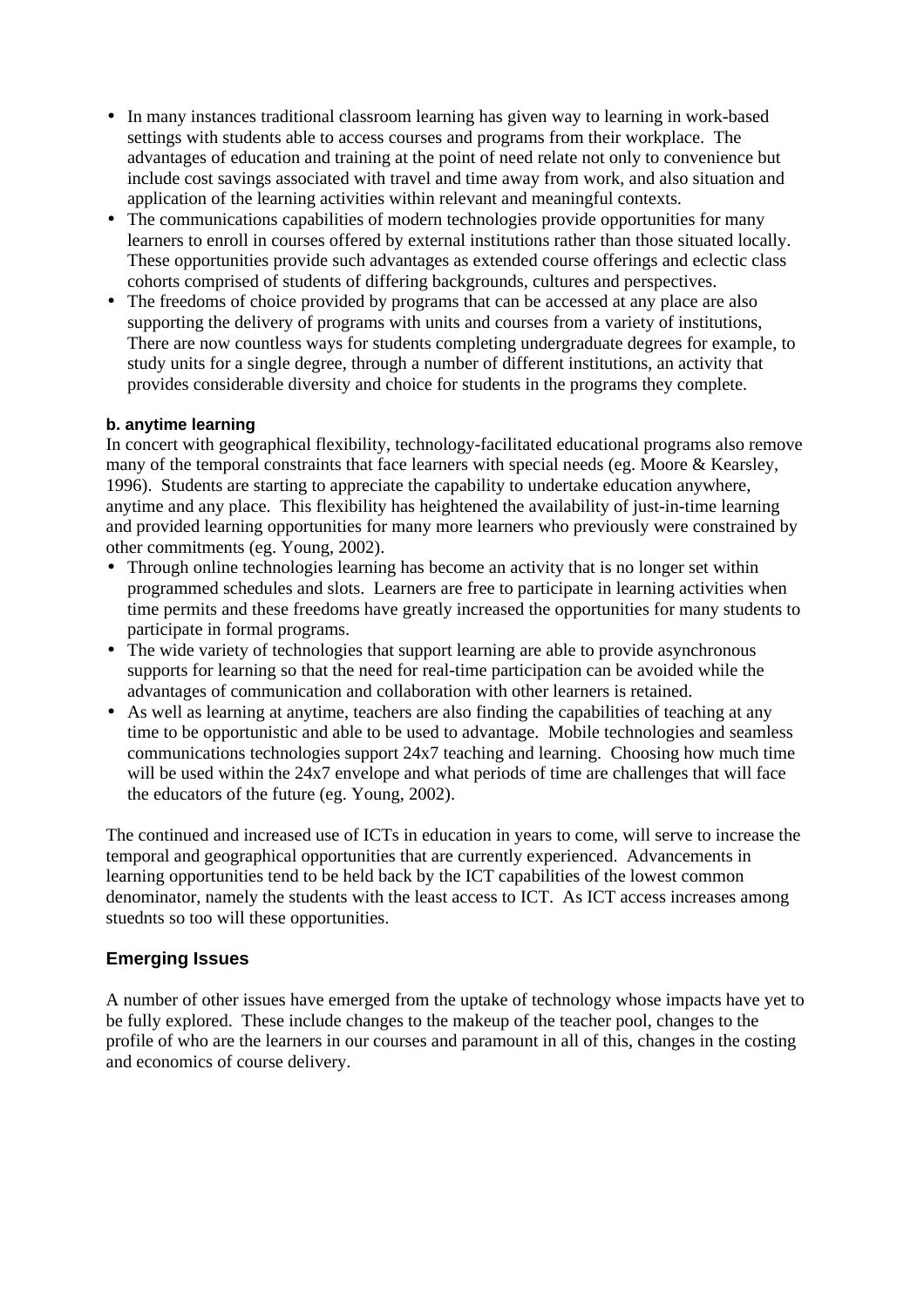- In many instances traditional classroom learning has given way to learning in work-based settings with students able to access courses and programs from their workplace. The advantages of education and training at the point of need relate not only to convenience but include cost savings associated with travel and time away from work, and also situation and application of the learning activities within relevant and meaningful contexts.
- The communications capabilities of modern technologies provide opportunities for many learners to enroll in courses offered by external institutions rather than those situated locally. These opportunities provide such advantages as extended course offerings and eclectic class cohorts comprised of students of differing backgrounds, cultures and perspectives.
- The freedoms of choice provided by programs that can be accessed at any place are also supporting the delivery of programs with units and courses from a variety of institutions, There are now countless ways for students completing undergraduate degrees for example, to study units for a single degree, through a number of different institutions, an activity that provides considerable diversity and choice for students in the programs they complete.

#### b. anytime learning

In concert with geographical flexibility, technology-facilitated educational programs also remove many of the temporal constraints that face learners with special needs (eg. Moore & Kearsley, 1996). Students are starting to appreciate the capability to undertake education anywhere, anytime and any place. This flexibility has heightened the availability of just-in-time learning and provided learning opportunities for many more learners who previously were constrained by other commitments (eg. Young, 2002).

- Through online technologies learning has become an activity that is no longer set within programmed schedules and slots. Learners are free to participate in learning activities when time permits and these freedoms have greatly increased the opportunities for many students to participate in formal programs.
- The wide variety of technologies that support learning are able to provide asynchronous supports for learning so that the need for real-time participation can be avoided while the advantages of communication and collaboration with other learners is retained.
- As well as learning at anytime, teachers are also finding the capabilities of teaching at any time to be opportunistic and able to be used to advantage. Mobile technologies and seamless communications technologies support 24x7 teaching and learning. Choosing how much time will be used within the 24x7 envelope and what periods of time are challenges that will face the educators of the future (eg. Young, 2002).

The continued and increased use of ICTs in education in years to come, will serve to increase the temporal and geographical opportunities that are currently experienced. Advancements in learning opportunities tend to be held back by the ICT capabilities of the lowest common denominator, namely the students with the least access to ICT. As ICT access increases among stuednts so too will these opportunities.

### Emerging Issues

A number of other issues have emerged from the uptake of technology whose impacts have yet to be fully explored. These include changes to the makeup of the teacher pool, changes to the profile of who are the learners in our courses and paramount in all of this, changes in the costing and economics of course delivery.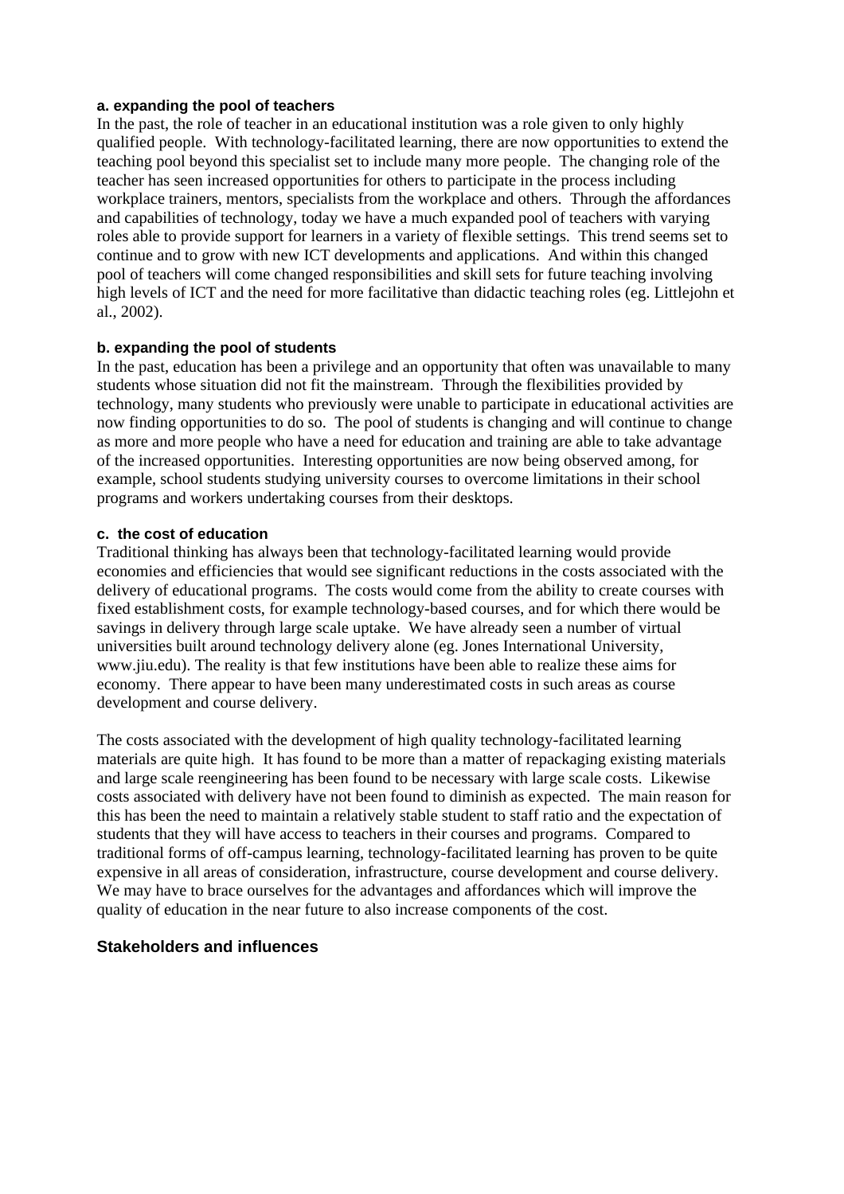#### a. expanding the pool of teachers

In the past, the role of teacher in an educational institution was a role given to only highly qualified people. With technology-facilitated learning, there are now opportunities to extend the teaching pool beyond this specialist set to include many more people. The changing role of the teacher has seen increased opportunities for others to participate in the process including workplace trainers, mentors, specialists from the workplace and others. Through the affordances and capabilities of technology, today we have a much expanded pool of teachers with varying roles able to provide support for learners in a variety of flexible settings. This trend seems set to continue and to grow with new ICT developments and applications. And within this changed pool of teachers will come changed responsibilities and skill sets for future teaching involving high levels of ICT and the need for more facilitative than didactic teaching roles (eg. Littlejohn et al., 2002).

#### b. expanding the pool of students

In the past, education has been a privilege and an opportunity that often was unavailable to many students whose situation did not fit the mainstream. Through the flexibilities provided by technology, many students who previously were unable to participate in educational activities are now finding opportunities to do so. The pool of students is changing and will continue to change as more and more people who have a need for education and training are able to take advantage of the increased opportunities. Interesting opportunities are now being observed among, for example, school students studying university courses to overcome limitations in their school programs and workers undertaking courses from their desktops.

#### c. the cost of education

Traditional thinking has always been that technology-facilitated learning would provide economies and efficiencies that would see significant reductions in the costs associated with the delivery of educational programs. The costs would come from the ability to create courses with fixed establishment costs, for example technology-based courses, and for which there would be savings in delivery through large scale uptake. We have already seen a number of virtual universities built around technology delivery alone (eg. Jones International University, www.jiu.edu). The reality is that few institutions have been able to realize these aims for economy. There appear to have been many underestimated costs in such areas as course development and course delivery.

The costs associated with the development of high quality technology-facilitated learning materials are quite high. It has found to be more than a matter of repackaging existing materials and large scale reengineering has been found to be necessary with large scale costs. Likewise costs associated with delivery have not been found to diminish as expected. The main reason for this has been the need to maintain a relatively stable student to staff ratio and the expectation of students that they will have access to teachers in their courses and programs. Compared to traditional forms of off-campus learning, technology-facilitated learning has proven to be quite expensive in all areas of consideration, infrastructure, course development and course delivery. We may have to brace ourselves for the advantages and affordances which will improve the quality of education in the near future to also increase components of the cost.

### Stakeholders and influences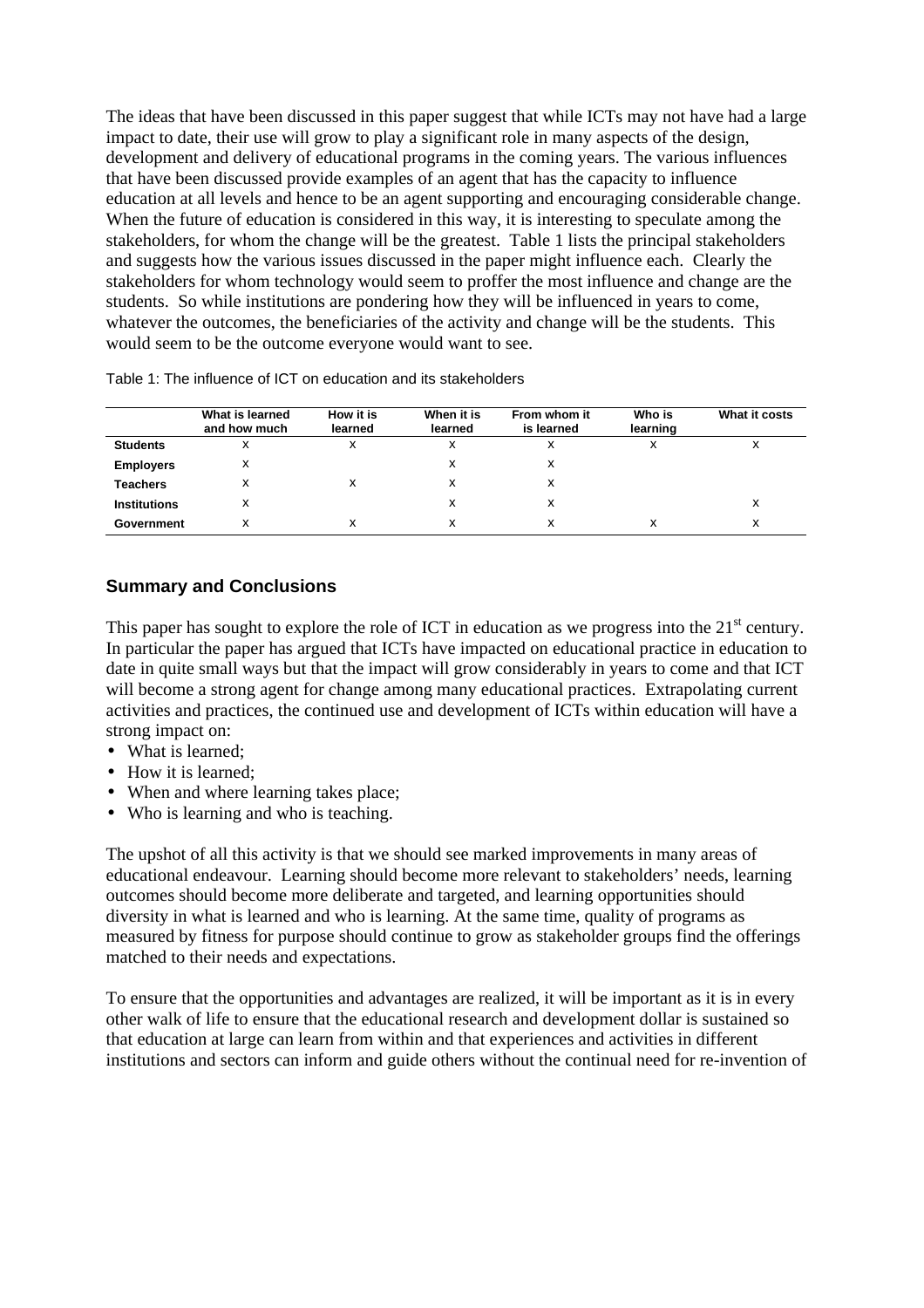The ideas that have been discussed in this paper suggest that while ICTs may not have had a large impact to date, their use will grow to play a significant role in many aspects of the design, development and delivery of educational programs in the coming years. The various influences that have been discussed provide examples of an agent that has the capacity to influence education at all levels and hence to be an agent supporting and encouraging considerable change. When the future of education is considered in this way, it is interesting to speculate among the stakeholders, for whom the change will be the greatest. Table 1 lists the principal stakeholders and suggests how the various issues discussed in the paper might influence each. Clearly the stakeholders for whom technology would seem to proffer the most influence and change are the students. So while institutions are pondering how they will be influenced in years to come, whatever the outcomes, the beneficiaries of the activity and change will be the students. This would seem to be the outcome everyone would want to see.

Table 1: The influence of ICT on education and its stakeholders

| | What is learned and how much | How it is learned | When it is learned | From whom it is learned | Who is learning | What it costs |
|---|---|---|---|---|---|---|
| **Students** | x | x | x | x | x | x |
| **Employers** | x | | x | x | | |
| **Teachers** | x | x | x | x | | |
| **Institutions** | x | | x | x | | x |
| **Government** | x | x | x | x | x | x |

## Summary and Conclusions

This paper has sought to explore the role of ICT in education as we progress into the 21st century. In particular the paper has argued that ICTs have impacted on educational practice in education to date in quite small ways but that the impact will grow considerably in years to come and that ICT will become a strong agent for change among many educational practices. Extrapolating current activities and practices, the continued use and development of ICTs within education will have a strong impact on:

- What is learned;
- How it is learned;
- When and where learning takes place;
- Who is learning and who is teaching.

The upshot of all this activity is that we should see marked improvements in many areas of educational endeavour. Learning should become more relevant to stakeholders' needs, learning outcomes should become more deliberate and targeted, and learning opportunities should diversity in what is learned and who is learning. At the same time, quality of programs as measured by fitness for purpose should continue to grow as stakeholder groups find the offerings matched to their needs and expectations.

To ensure that the opportunities and advantages are realized, it will be important as it is in every other walk of life to ensure that the educational research and development dollar is sustained so that education at large can learn from within and that experiences and activities in different institutions and sectors can inform and guide others without the continual need for re-invention of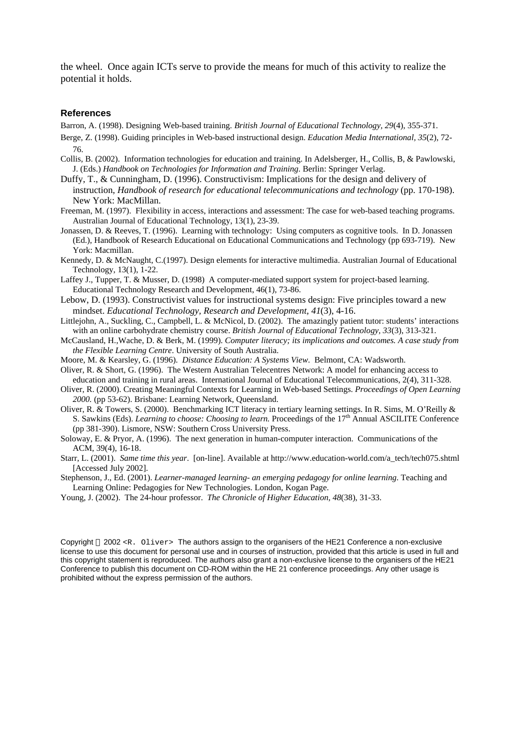the wheel.  Once again ICTs serve to provide the means for much of this activity to realize the potential it holds.

### References

Barron, A. (1998). Designing Web-based training. *British Journal of Educational Technology, 29*(4), 355-371.

Berge, Z. (1998). Guiding principles in Web-based instructional design. *Education Media International, 35*(2), 72-76.

Collis, B. (2002).  Information technologies for education and training. In Adelsberger, H., Collis, B, & Pawlowski, J. (Eds.) *Handbook on Technologies for Information and Training*. Berlin: Springer Verlag.

Duffy, T., & Cunningham, D. (1996). Constructivism: Implications for the design and delivery of instruction, *Handbook of research for educational telecommunications and technology* (pp. 170-198). New York: MacMillan.

Freeman, M. (1997).  Flexibility in access, interactions and assessment: The case for web-based teaching programs. Australian Journal of Educational Technology, 13(1), 23-39.

Jonassen, D. & Reeves, T. (1996).  Learning with technology:  Using computers as cognitive tools.  In D. Jonassen (Ed.), Handbook of Research Educational on Educational Communications and Technology (pp 693-719).  New York: Macmillan.

Kennedy, D. & McNaught, C.(1997). Design elements for interactive multimedia. Australian Journal of Educational Technology, 13(1), 1-22.

Laffey J., Tupper, T. & Musser, D. (1998)  A computer-mediated support system for project-based learning. Educational Technology Research and Development, 46(1), 73-86.

Lebow, D. (1993). Constructivist values for instructional systems design: Five principles toward a new mindset. *Educational Technology, Research and Development, 41*(3), 4-16.

Littlejohn, A., Suckling, C., Campbell, L. & McNicol, D. (2002).  The amazingly patient tutor: students' interactions with an online carbohydrate chemistry course. *British Journal of Educational Technology, 33*(3), 313-321.

McCausland, H.,Wache, D. & Berk, M. (1999). *Computer literacy; its implications and outcomes. A case study from the Flexible Learning Centre*. University of South Australia.

Moore, M. & Kearsley, G. (1996).  *Distance Education: A Systems View*.  Belmont, CA: Wadsworth.

Oliver, R. & Short, G. (1996).  The Western Australian Telecentres Network: A model for enhancing access to education and training in rural areas.  International Journal of Educational Telecommunications, 2(4), 311-328.

Oliver, R. (2000). Creating Meaningful Contexts for Learning in Web-based Settings. *Proceedings of Open Learning 2000.* (pp 53-62). Brisbane: Learning Network, Queensland.

Oliver, R. & Towers, S. (2000).  Benchmarking ICT literacy in tertiary learning settings. In R. Sims, M. O'Reilly & S. Sawkins (Eds). *Learning to choose: Choosing to learn.* Proceedings of the 17th Annual ASCILITE Conference (pp 381-390). Lismore, NSW: Southern Cross University Press.

Soloway, E. & Pryor, A. (1996).  The next generation in human-computer interaction.  Communications of the ACM, 39(4), 16-18.

Starr, L. (2001).  *Same time this year*.  [on-line]. Available at http://www.education-world.com/a_tech/tech075.shtml [Accessed July 2002].

Stephenson, J., Ed. (2001). *Learner-managed learning- an emerging pedagogy for online learning*. Teaching and Learning Online: Pedagogies for New Technologies. London, Kogan Page.

Young, J. (2002).  The 24-hour professor.  *The Chronicle of Higher Education, 48*(38), 31-33.

Copyright © 2002 <R. Oliver>  The authors assign to the organisers of the HE21 Conference a non-exclusive license to use this document for personal use and in courses of instruction, provided that this article is used in full and this copyright statement is reproduced. The authors also grant a non-exclusive license to the organisers of the HE21 Conference to publish this document on CD-ROM within the HE 21 conference proceedings. Any other usage is prohibited without the express permission of the authors.